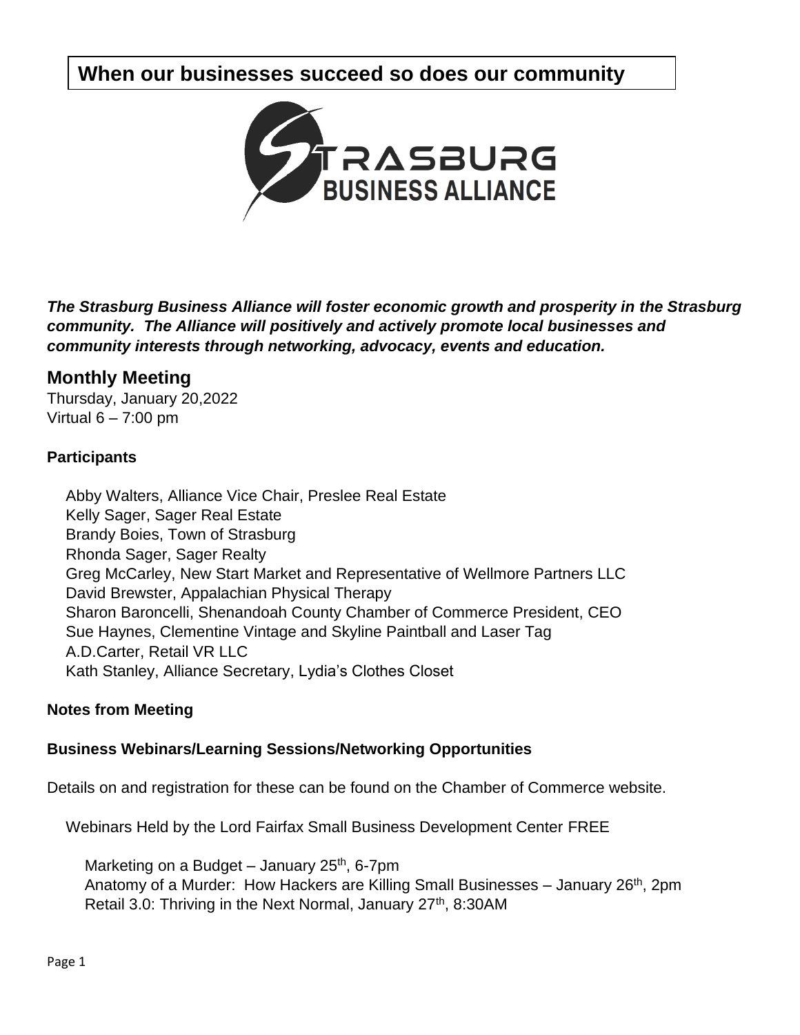**When our businesses succeed so does our community**

STRASBURG BUSINESS ALLIANCE

***The Strasburg Business Alliance will foster economic growth and prosperity in the Strasburg community. The Alliance will positively and actively promote local businesses and community interests through networking, advocacy, events and education.***

## Monthly Meeting

Thursday, January 20,2022
Virtual 6 – 7:00 pm

**Participants**

Abby Walters, Alliance Vice Chair, Preslee Real Estate
Kelly Sager, Sager Real Estate
Brandy Boies, Town of Strasburg
Rhonda Sager, Sager Realty
Greg McCarley, New Start Market and Representative of Wellmore Partners LLC
David Brewster, Appalachian Physical Therapy
Sharon Baroncelli, Shenandoah County Chamber of Commerce President, CEO
Sue Haynes, Clementine Vintage and Skyline Paintball and Laser Tag
A.D.Carter, Retail VR LLC
Kath Stanley, Alliance Secretary, Lydia's Clothes Closet

**Notes from Meeting**

**Business Webinars/Learning Sessions/Networking Opportunities**

Details on and registration for these can be found on the Chamber of Commerce website.

Webinars Held by the Lord Fairfax Small Business Development Center FREE

Marketing on a Budget – January 25th, 6-7pm
Anatomy of a Murder: How Hackers are Killing Small Businesses – January 26th, 2pm
Retail 3.0: Thriving in the Next Normal, January 27th, 8:30AM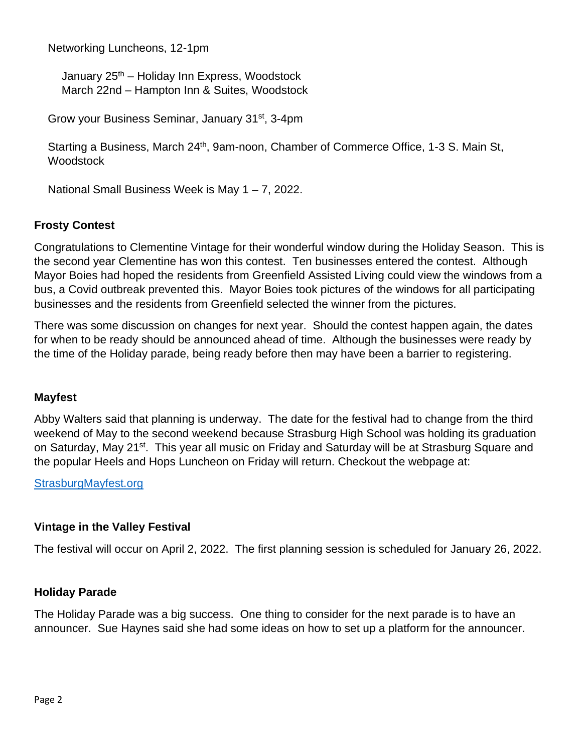Networking Luncheons, 12-1pm

- January 25th – Holiday Inn Express, Woodstock
- March 22nd – Hampton Inn & Suites, Woodstock

Grow your Business Seminar, January 31st, 3-4pm

Starting a Business, March 24th, 9am-noon, Chamber of Commerce Office, 1-3 S. Main St, Woodstock

National Small Business Week is May 1 – 7, 2022.

**Frosty Contest**

Congratulations to Clementine Vintage for their wonderful window during the Holiday Season. This is the second year Clementine has won this contest. Ten businesses entered the contest. Although Mayor Boies had hoped the residents from Greenfield Assisted Living could view the windows from a bus, a Covid outbreak prevented this. Mayor Boies took pictures of the windows for all participating businesses and the residents from Greenfield selected the winner from the pictures.

There was some discussion on changes for next year. Should the contest happen again, the dates for when to be ready should be announced ahead of time. Although the businesses were ready by the time of the Holiday parade, being ready before then may have been a barrier to registering.

**Mayfest**

Abby Walters said that planning is underway. The date for the festival had to change from the third weekend of May to the second weekend because Strasburg High School was holding its graduation on Saturday, May 21st. This year all music on Friday and Saturday will be at Strasburg Square and the popular Heels and Hops Luncheon on Friday will return. Checkout the webpage at:

[StrasburgMayfest.org](StrasburgMayfest.org)

**Vintage in the Valley Festival**

The festival will occur on April 2, 2022. The first planning session is scheduled for January 26, 2022.

**Holiday Parade**

The Holiday Parade was a big success. One thing to consider for the next parade is to have an announcer. Sue Haynes said she had some ideas on how to set up a platform for the announcer.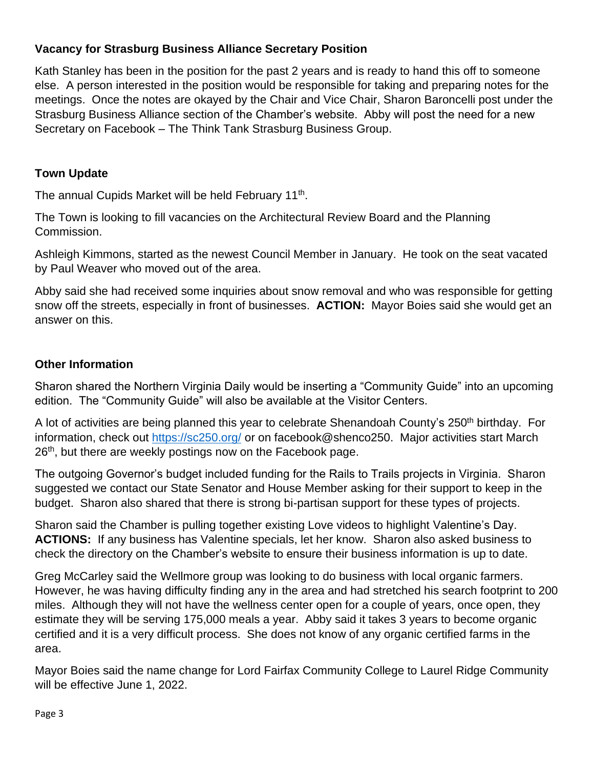### Vacancy for Strasburg Business Alliance Secretary Position

Kath Stanley has been in the position for the past 2 years and is ready to hand this off to someone else. A person interested in the position would be responsible for taking and preparing notes for the meetings. Once the notes are okayed by the Chair and Vice Chair, Sharon Baroncelli post under the Strasburg Business Alliance section of the Chamber's website. Abby will post the need for a new Secretary on Facebook – The Think Tank Strasburg Business Group.

### Town Update

The annual Cupids Market will be held February 11th.

The Town is looking to fill vacancies on the Architectural Review Board and the Planning Commission.

Ashleigh Kimmons, started as the newest Council Member in January. He took on the seat vacated by Paul Weaver who moved out of the area.

Abby said she had received some inquiries about snow removal and who was responsible for getting snow off the streets, especially in front of businesses. **ACTION:** Mayor Boies said she would get an answer on this.

### Other Information

Sharon shared the Northern Virginia Daily would be inserting a "Community Guide" into an upcoming edition. The "Community Guide" will also be available at the Visitor Centers.

A lot of activities are being planned this year to celebrate Shenandoah County's 250th birthday. For information, check out https://sc250.org/ or on facebook@shenco250. Major activities start March 26th, but there are weekly postings now on the Facebook page.

The outgoing Governor's budget included funding for the Rails to Trails projects in Virginia. Sharon suggested we contact our State Senator and House Member asking for their support to keep in the budget. Sharon also shared that there is strong bi-partisan support for these types of projects.

Sharon said the Chamber is pulling together existing Love videos to highlight Valentine's Day. **ACTIONS:** If any business has Valentine specials, let her know. Sharon also asked business to check the directory on the Chamber's website to ensure their business information is up to date.

Greg McCarley said the Wellmore group was looking to do business with local organic farmers. However, he was having difficulty finding any in the area and had stretched his search footprint to 200 miles. Although they will not have the wellness center open for a couple of years, once open, they estimate they will be serving 175,000 meals a year. Abby said it takes 3 years to become organic certified and it is a very difficult process. She does not know of any organic certified farms in the area.

Mayor Boies said the name change for Lord Fairfax Community College to Laurel Ridge Community will be effective June 1, 2022.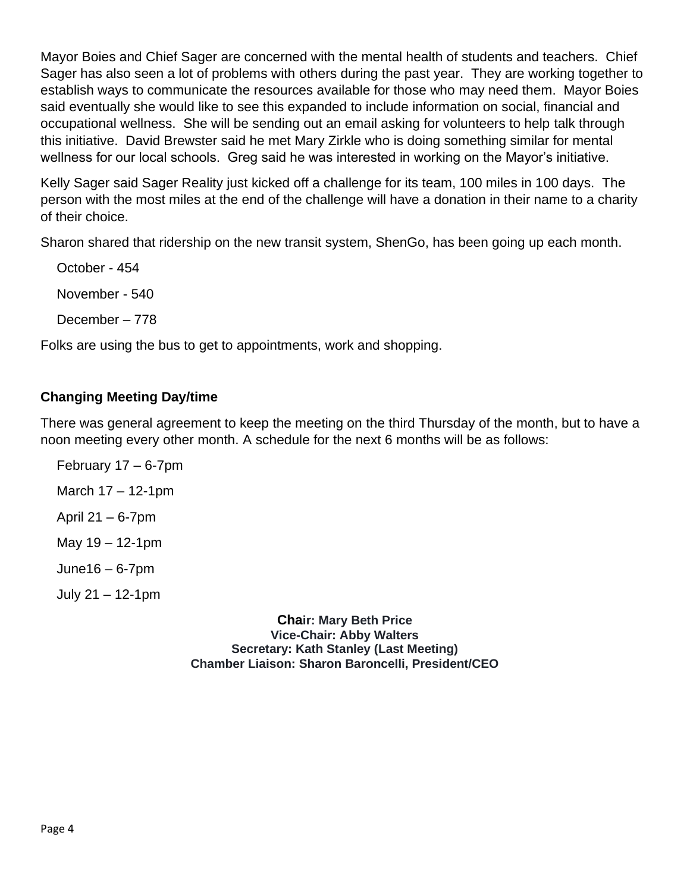Mayor Boies and Chief Sager are concerned with the mental health of students and teachers. Chief Sager has also seen a lot of problems with others during the past year. They are working together to establish ways to communicate the resources available for those who may need them. Mayor Boies said eventually she would like to see this expanded to include information on social, financial and occupational wellness. She will be sending out an email asking for volunteers to help talk through this initiative. David Brewster said he met Mary Zirkle who is doing something similar for mental wellness for our local schools. Greg said he was interested in working on the Mayor's initiative.

Kelly Sager said Sager Reality just kicked off a challenge for its team, 100 miles in 100 days. The person with the most miles at the end of the challenge will have a donation in their name to a charity of their choice.

Sharon shared that ridership on the new transit system, ShenGo, has been going up each month.

October - 454

November - 540

December – 778

Folks are using the bus to get to appointments, work and shopping.

**Changing Meeting Day/time**

There was general agreement to keep the meeting on the third Thursday of the month, but to have a noon meeting every other month. A schedule for the next 6 months will be as follows:

February 17 – 6-7pm

March 17 – 12-1pm

April 21 – 6-7pm

May 19 – 12-1pm

June16 – 6-7pm

July 21 – 12-1pm

**Chair: Mary Beth Price**
**Vice-Chair: Abby Walters**
**Secretary: Kath Stanley (Last Meeting)**
**Chamber Liaison: Sharon Baroncelli, President/CEO**